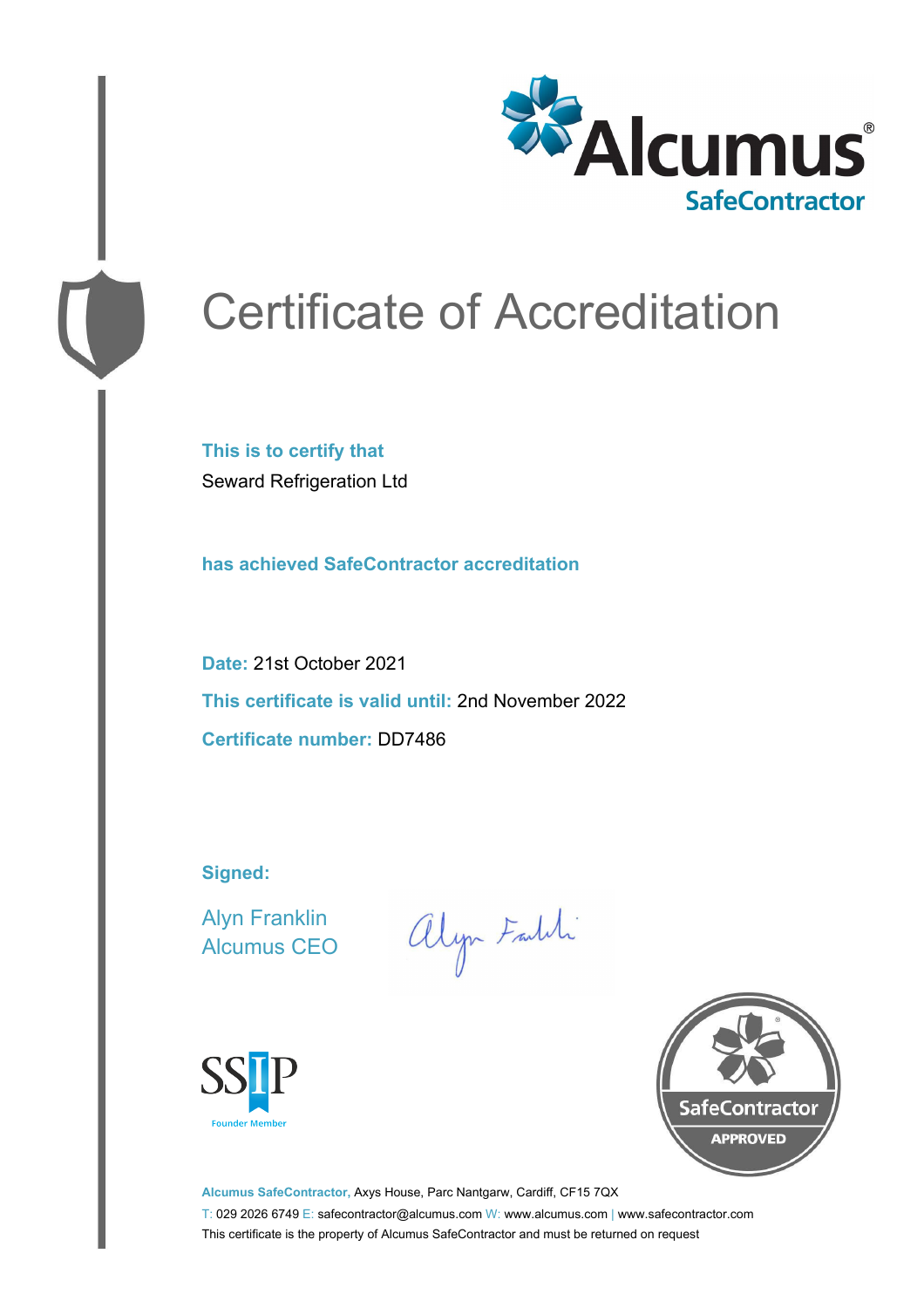Alcumus®
SafeContractor

# Certificate of Accreditation

**This is to certify that**

Seward Refrigeration Ltd

**has achieved SafeContractor accreditation**

**Date:** 21st October 2021

**This certificate is valid until:** 2nd November 2022

**Certificate number:** DD7486

**Signed:**

Alyn Franklin
Alcumus CEO

SSIP
Founder Member

SafeContractor
APPROVED

**Alcumus SafeContractor,** Axys House, Parc Nantgarw, Cardiff, CF15 7QX

T: 029 2026 6749 E: safecontractor@alcumus.com W: www.alcumus.com | www.safecontractor.com

This certificate is the property of Alcumus SafeContractor and must be returned on request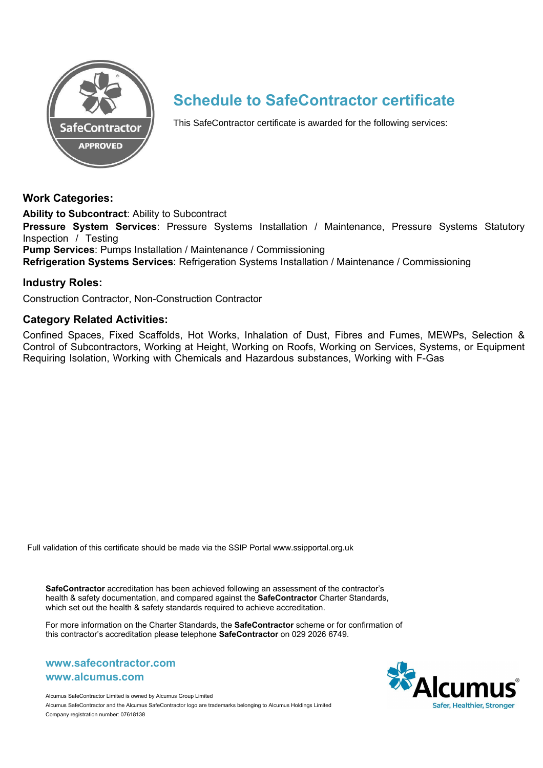# Schedule to SafeContractor certificate

This SafeContractor certificate is awarded for the following services:

### Work Categories:

**Ability to Subcontract**: Ability to Subcontract
**Pressure System Services**: Pressure Systems Installation / Maintenance, Pressure Systems Statutory Inspection / Testing
**Pump Services**: Pumps Installation / Maintenance / Commissioning
**Refrigeration Systems Services**: Refrigeration Systems Installation / Maintenance / Commissioning

### Industry Roles:

Construction Contractor, Non-Construction Contractor

### Category Related Activities:

Confined Spaces, Fixed Scaffolds, Hot Works, Inhalation of Dust, Fibres and Fumes, MEWPs, Selection & Control of Subcontractors, Working at Height, Working on Roofs, Working on Services, Systems, or Equipment Requiring Isolation, Working with Chemicals and Hazardous substances, Working with F-Gas

Full validation of this certificate should be made via the SSIP Portal www.ssipportal.org.uk

**SafeContractor** accreditation has been achieved following an assessment of the contractor's health & safety documentation, and compared against the **SafeContractor** Charter Standards, which set out the health & safety standards required to achieve accreditation.

For more information on the Charter Standards, the **SafeContractor** scheme or for confirmation of this contractor's accreditation please telephone **SafeContractor** on 029 2026 6749.

**www.safecontractor.com**
**www.alcumus.com**

Alcumus SafeContractor Limited is owned by Alcumus Group Limited
Alcumus SafeContractor and the Alcumus SafeContractor logo are trademarks belonging to Alcumus Holdings Limited
Company registration number: 07618138

Alcumus®
Safer, Healthier, Stronger